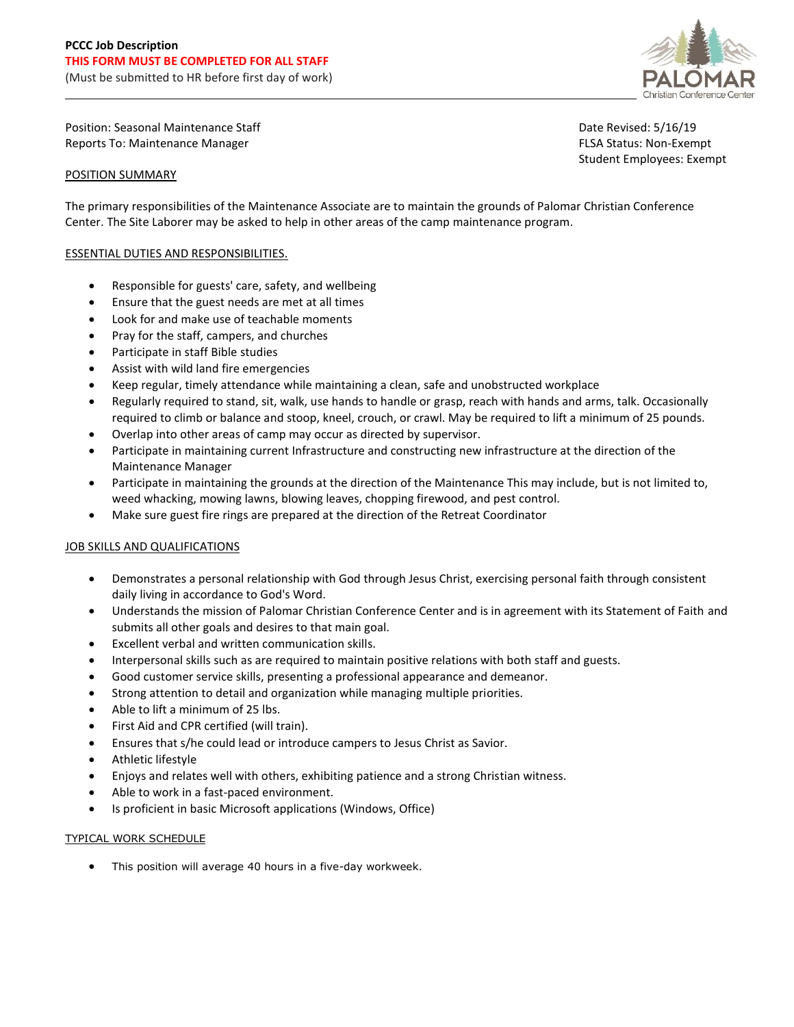**PCCC Job Description**

**THIS FORM MUST BE COMPLETED FOR ALL STAFF**

(Must be submitted to HR before first day of work)

---

Position: Seasonal Maintenance Staff
Reports To: Maintenance Manager

Date Revised: 5/16/19
FLSA Status: Non-Exempt
Student Employees: Exempt

## POSITION SUMMARY

The primary responsibilities of the Maintenance Associate are to maintain the grounds of Palomar Christian Conference Center. The Site Laborer may be asked to help in other areas of the camp maintenance program.

## ESSENTIAL DUTIES AND RESPONSIBILITIES.

- Responsible for guests' care, safety, and wellbeing
- Ensure that the guest needs are met at all times
- Look for and make use of teachable moments
- Pray for the staff, campers, and churches
- Participate in staff Bible studies
- Assist with wild land fire emergencies
- Keep regular, timely attendance while maintaining a clean, safe and unobstructed workplace
- Regularly required to stand, sit, walk, use hands to handle or grasp, reach with hands and arms, talk. Occasionally required to climb or balance and stoop, kneel, crouch, or crawl. May be required to lift a minimum of 25 pounds.
- Overlap into other areas of camp may occur as directed by supervisor.
- Participate in maintaining current Infrastructure and constructing new infrastructure at the direction of the Maintenance Manager
- Participate in maintaining the grounds at the direction of the Maintenance This may include, but is not limited to, weed whacking, mowing lawns, blowing leaves, chopping firewood, and pest control.
- Make sure guest fire rings are prepared at the direction of the Retreat Coordinator

## JOB SKILLS AND QUALIFICATIONS

- Demonstrates a personal relationship with God through Jesus Christ, exercising personal faith through consistent daily living in accordance to God's Word.
- Understands the mission of Palomar Christian Conference Center and is in agreement with its Statement of Faith and submits all other goals and desires to that main goal.
- Excellent verbal and written communication skills.
- Interpersonal skills such as are required to maintain positive relations with both staff and guests.
- Good customer service skills, presenting a professional appearance and demeanor.
- Strong attention to detail and organization while managing multiple priorities.
- Able to lift a minimum of 25 lbs.
- First Aid and CPR certified (will train).
- Ensures that s/he could lead or introduce campers to Jesus Christ as Savior.
- Athletic lifestyle
- Enjoys and relates well with others, exhibiting patience and a strong Christian witness.
- Able to work in a fast-paced environment.
- Is proficient in basic Microsoft applications (Windows, Office)

## TYPICAL WORK SCHEDULE

- This position will average 40 hours in a five-day workweek.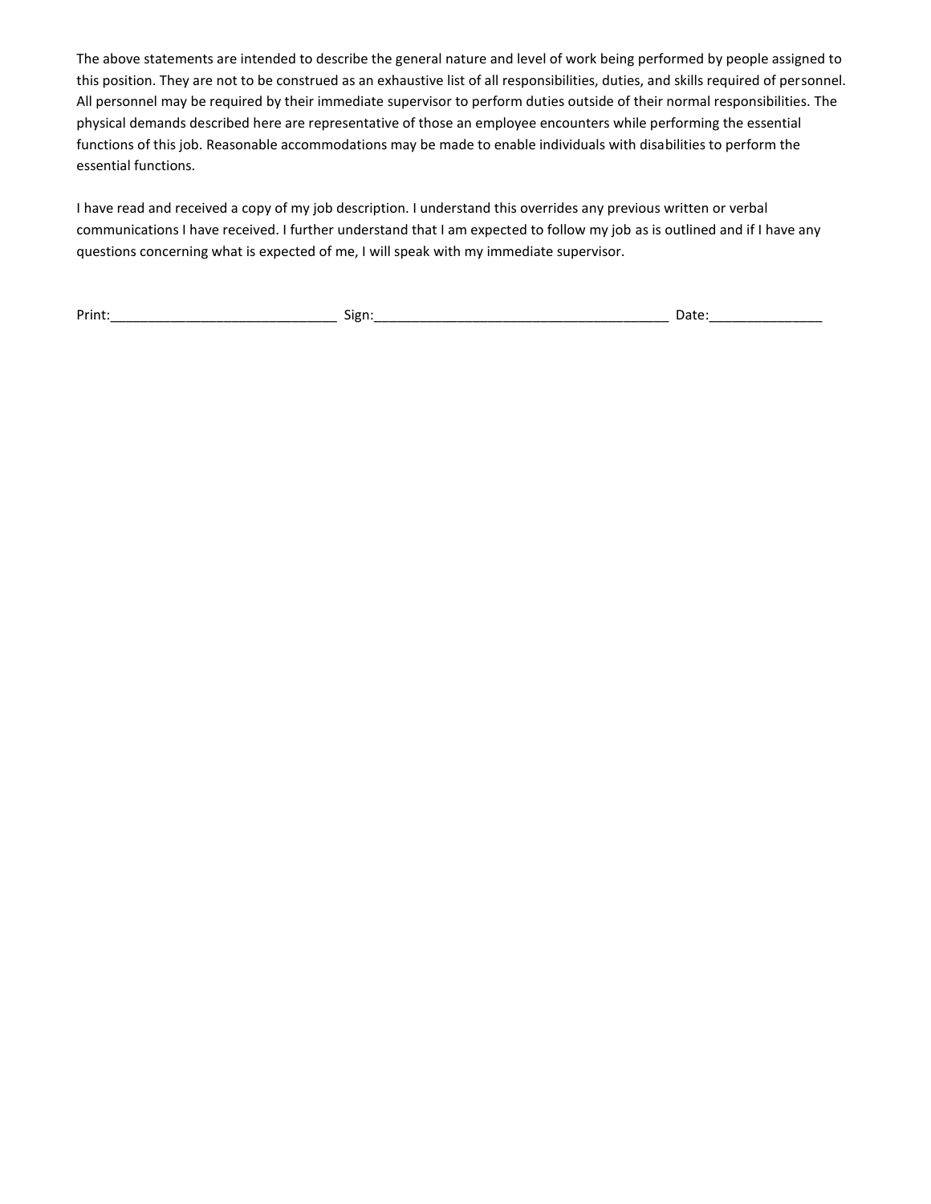The above statements are intended to describe the general nature and level of work being performed by people assigned to this position. They are not to be construed as an exhaustive list of all responsibilities, duties, and skills required of personnel. All personnel may be required by their immediate supervisor to perform duties outside of their normal responsibilities. The physical demands described here are representative of those an employee encounters while performing the essential functions of this job. Reasonable accommodations may be made to enable individuals with disabilities to perform the essential functions.

I have read and received a copy of my job description. I understand this overrides any previous written or verbal communications I have received. I further understand that I am expected to follow my job as is outlined and if I have any questions concerning what is expected of me, I will speak with my immediate supervisor.

Print:______________________________ Sign:_______________________________________ Date:_______________